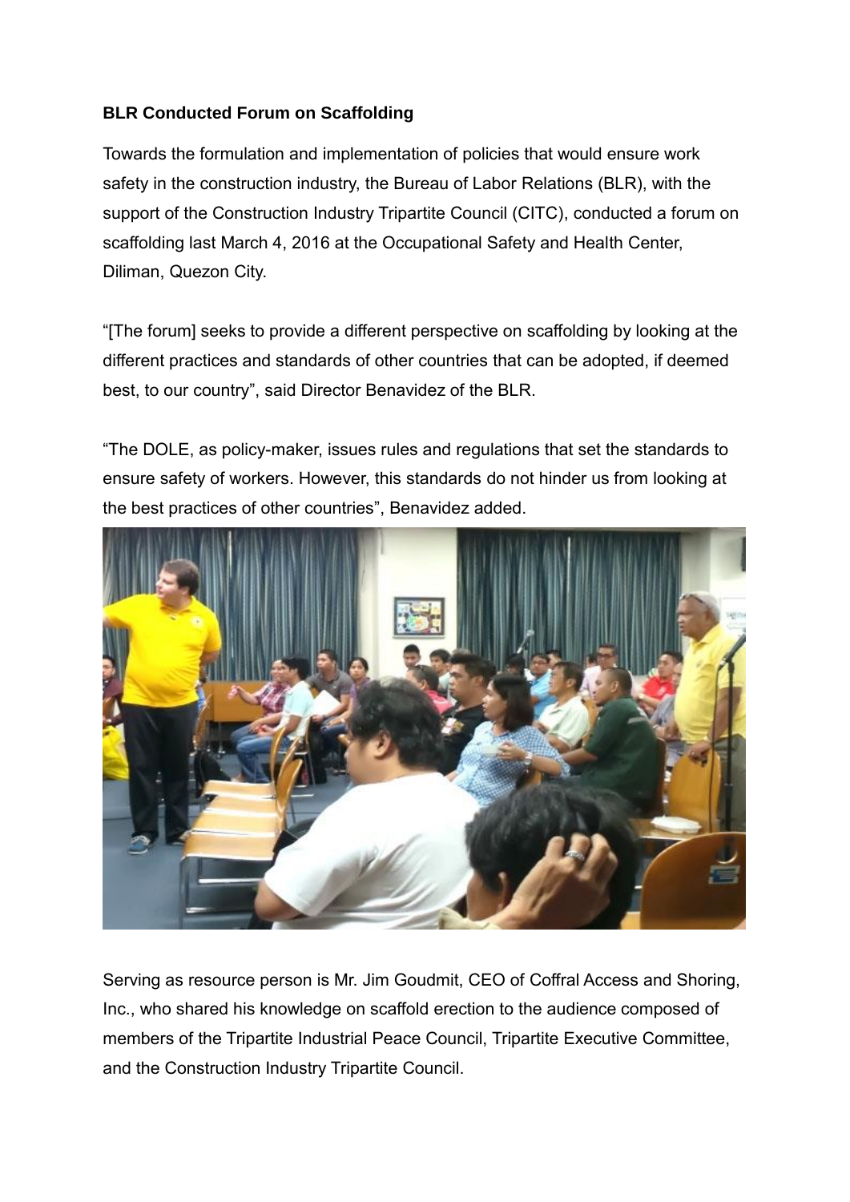**BLR Conducted Forum on Scaffolding**

Towards the formulation and implementation of policies that would ensure work safety in the construction industry, the Bureau of Labor Relations (BLR), with the support of the Construction Industry Tripartite Council (CITC), conducted a forum on scaffolding last March 4, 2016 at the Occupational Safety and Health Center, Diliman, Quezon City.

“[The forum] seeks to provide a different perspective on scaffolding by looking at the different practices and standards of other countries that can be adopted, if deemed best, to our country”, said Director Benavidez of the BLR.

“The DOLE, as policy-maker, issues rules and regulations that set the standards to ensure safety of workers. However, this standards do not hinder us from looking at the best practices of other countries”, Benavidez added.

Serving as resource person is Mr. Jim Goudmit, CEO of Coffral Access and Shoring, Inc., who shared his knowledge on scaffold erection to the audience composed of members of the Tripartite Industrial Peace Council, Tripartite Executive Committee, and the Construction Industry Tripartite Council.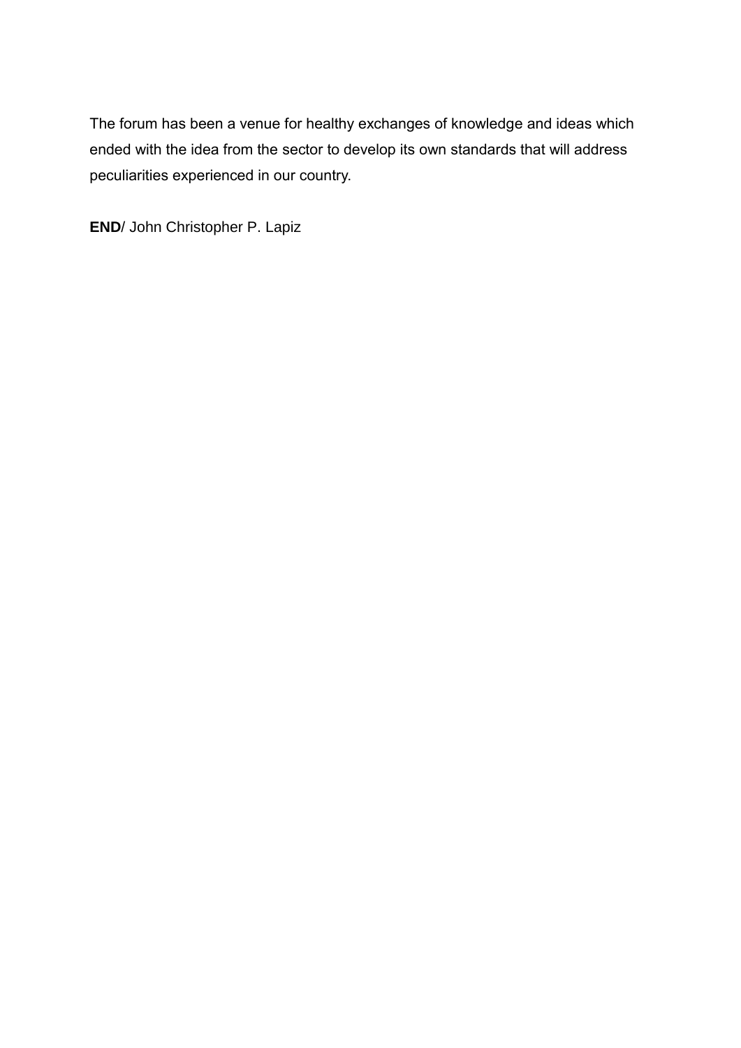The forum has been a venue for healthy exchanges of knowledge and ideas which ended with the idea from the sector to develop its own standards that will address peculiarities experienced in our country.

**END**/ John Christopher P. Lapiz